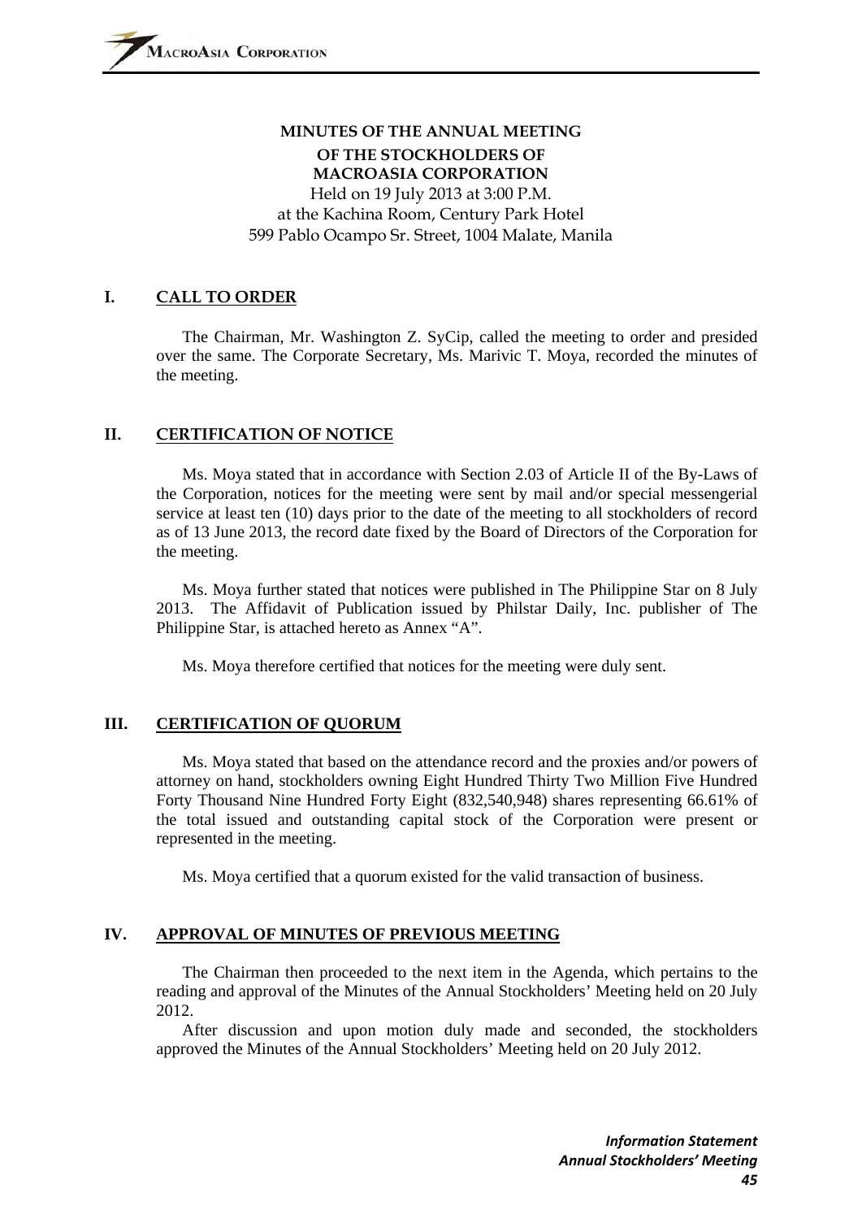# MINUTES OF THE ANNUAL MEETING OF THE STOCKHOLDERS OF MACROASIA CORPORATION

Held on 19 July 2013 at 3:00 P.M.
at the Kachina Room, Century Park Hotel
599 Pablo Ocampo Sr. Street, 1004 Malate, Manila

## I. CALL TO ORDER

The Chairman, Mr. Washington Z. SyCip, called the meeting to order and presided over the same. The Corporate Secretary, Ms. Marivic T. Moya, recorded the minutes of the meeting.

## II. CERTIFICATION OF NOTICE

Ms. Moya stated that in accordance with Section 2.03 of Article II of the By-Laws of the Corporation, notices for the meeting were sent by mail and/or special messengerial service at least ten (10) days prior to the date of the meeting to all stockholders of record as of 13 June 2013, the record date fixed by the Board of Directors of the Corporation for the meeting.

Ms. Moya further stated that notices were published in The Philippine Star on 8 July 2013. The Affidavit of Publication issued by Philstar Daily, Inc. publisher of The Philippine Star, is attached hereto as Annex "A".

Ms. Moya therefore certified that notices for the meeting were duly sent.

## III. CERTIFICATION OF QUORUM

Ms. Moya stated that based on the attendance record and the proxies and/or powers of attorney on hand, stockholders owning Eight Hundred Thirty Two Million Five Hundred Forty Thousand Nine Hundred Forty Eight (832,540,948) shares representing 66.61% of the total issued and outstanding capital stock of the Corporation were present or represented in the meeting.

Ms. Moya certified that a quorum existed for the valid transaction of business.

## IV. APPROVAL OF MINUTES OF PREVIOUS MEETING

The Chairman then proceeded to the next item in the Agenda, which pertains to the reading and approval of the Minutes of the Annual Stockholders' Meeting held on 20 July 2012.

After discussion and upon motion duly made and seconded, the stockholders approved the Minutes of the Annual Stockholders' Meeting held on 20 July 2012.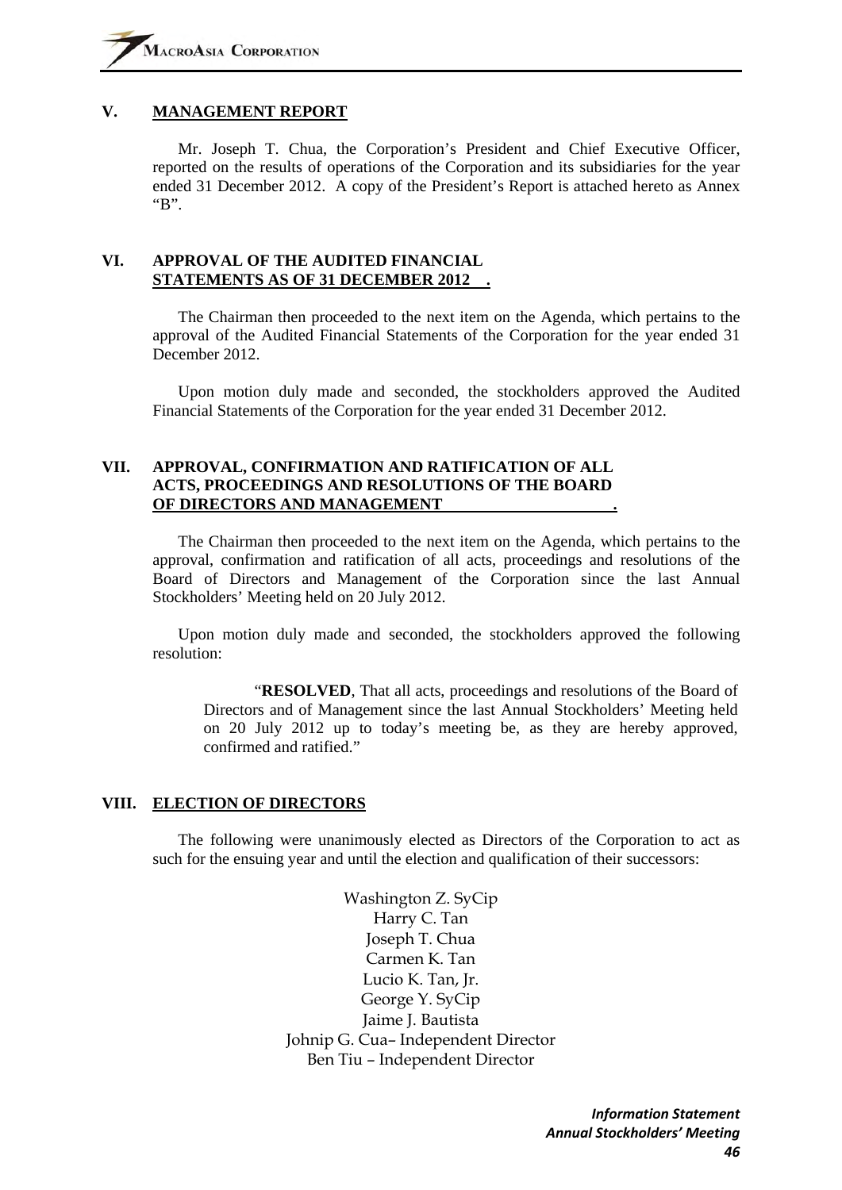## V. MANAGEMENT REPORT

Mr. Joseph T. Chua, the Corporation's President and Chief Executive Officer, reported on the results of operations of the Corporation and its subsidiaries for the year ended 31 December 2012. A copy of the President's Report is attached hereto as Annex "B".

## VI. APPROVAL OF THE AUDITED FINANCIAL STATEMENTS AS OF 31 DECEMBER 2012 .

The Chairman then proceeded to the next item on the Agenda, which pertains to the approval of the Audited Financial Statements of the Corporation for the year ended 31 December 2012.

Upon motion duly made and seconded, the stockholders approved the Audited Financial Statements of the Corporation for the year ended 31 December 2012.

## VII. APPROVAL, CONFIRMATION AND RATIFICATION OF ALL ACTS, PROCEEDINGS AND RESOLUTIONS OF THE BOARD OF DIRECTORS AND MANAGEMENT .

The Chairman then proceeded to the next item on the Agenda, which pertains to the approval, confirmation and ratification of all acts, proceedings and resolutions of the Board of Directors and Management of the Corporation since the last Annual Stockholders' Meeting held on 20 July 2012.

Upon motion duly made and seconded, the stockholders approved the following resolution:

> "**RESOLVED**, That all acts, proceedings and resolutions of the Board of Directors and of Management since the last Annual Stockholders' Meeting held on 20 July 2012 up to today's meeting be, as they are hereby approved, confirmed and ratified."

## VIII. ELECTION OF DIRECTORS

The following were unanimously elected as Directors of the Corporation to act as such for the ensuing year and until the election and qualification of their successors:

Washington Z. SyCip
Harry C. Tan
Joseph T. Chua
Carmen K. Tan
Lucio K. Tan, Jr.
George Y. SyCip
Jaime J. Bautista
Johnip G. Cua– Independent Director
Ben Tiu – Independent Director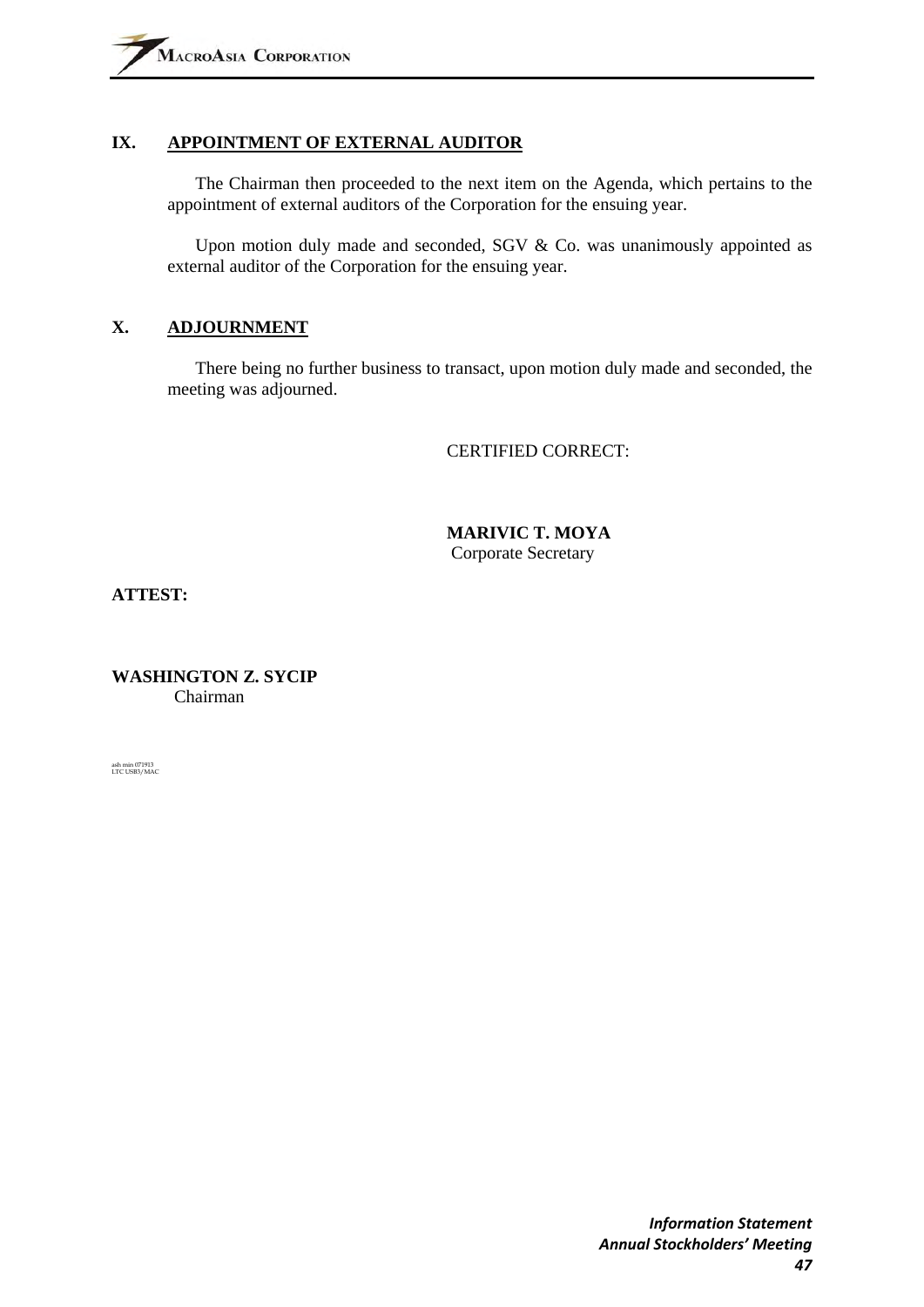## IX. APPOINTMENT OF EXTERNAL AUDITOR

The Chairman then proceeded to the next item on the Agenda, which pertains to the appointment of external auditors of the Corporation for the ensuing year.

Upon motion duly made and seconded, SGV & Co. was unanimously appointed as external auditor of the Corporation for the ensuing year.

## X. ADJOURNMENT

There being no further business to transact, upon motion duly made and seconded, the meeting was adjourned.

CERTIFIED CORRECT:

**MARIVIC T. MOYA**
Corporate Secretary

**ATTEST:**

**WASHINGTON Z. SYCIP**
Chairman

asfs min 071913
LTC USB3/MAC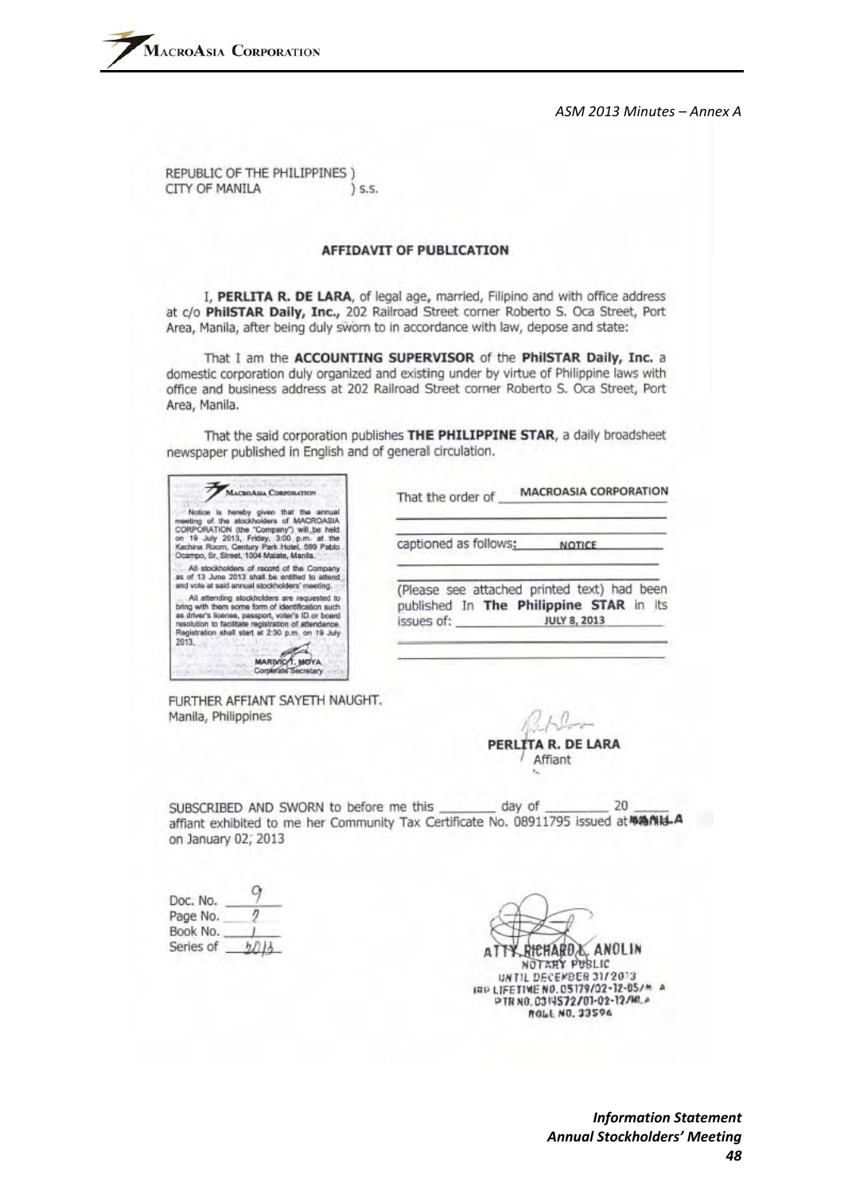*ASM 2013 Minutes – Annex A*

REPUBLIC OF THE PHILIPPINES )
CITY OF MANILA ) s.s.

### AFFIDAVIT OF PUBLICATION

I, **PERLITA R. DE LARA**, of legal age, married, Filipino and with office address at c/o **PhilSTAR Daily, Inc.,** 202 Railroad Street corner Roberto S. Oca Street, Port Area, Manila, after being duly sworn to in accordance with law, depose and state:

That I am the **ACCOUNTING SUPERVISOR** of the **PhilSTAR Daily, Inc.** a domestic corporation duly organized and existing under by virtue of Philippine laws with office and business address at 202 Railroad Street corner Roberto S. Oca Street, Port Area, Manila.

That the said corporation publishes **THE PHILIPPINE STAR**, a daily broadsheet newspaper published in English and of general circulation.

> MACROASIA CORPORATION
>
> Notice is hereby given that the annual meeting of the stockholders of MACROASIA CORPORATION (the "Company") will be held on 19 July 2013, Friday, 3:00 p.m. at the Kachina Room, Century Park Hotel, 599 Pablo Ocampo, Sr. Street, 1004 Malate, Manila.
>
> All stockholders of record of the Company as of 13 June 2013 shall be entitled to attend and vote at said annual stockholders' meeting.
>
> All attending stockholders are requested to bring with them some form of identification such as driver's license, passport, voter's ID or board resolution to facilitate registration of attendance. Registration shall start at 2:30 p.m. on 19 July 2013.
>
> MARIVIC T. MOYA
> Corporate Secretary

That the order of **MACROASIA CORPORATION**

captioned as follows: **NOTICE**

(Please see attached printed text) had been published In **The Philippine STAR** in its issues of: **JULY 8, 2013**

FURTHER AFFIANT SAYETH NAUGHT.
Manila, Philippines

**PERLITA R. DE LARA**
Affiant

SUBSCRIBED AND SWORN to before me this _______ day of _______ 20 ____ affiant exhibited to me her Community Tax Certificate No. 08911795 issued at MANILA on January 02, 2013

Doc. No. 9
Page No. 2
Book No. 1
Series of 2013

ATTY. RICHARD L. ANOLIN
NOTARY PUBLIC
UNTIL DECEMBER 31/2013
IBP LIFETIME NO. 05179/02-12-05/M. A
PTR NO. 0314572/01-02-12/MLA
ROLL NO. 33596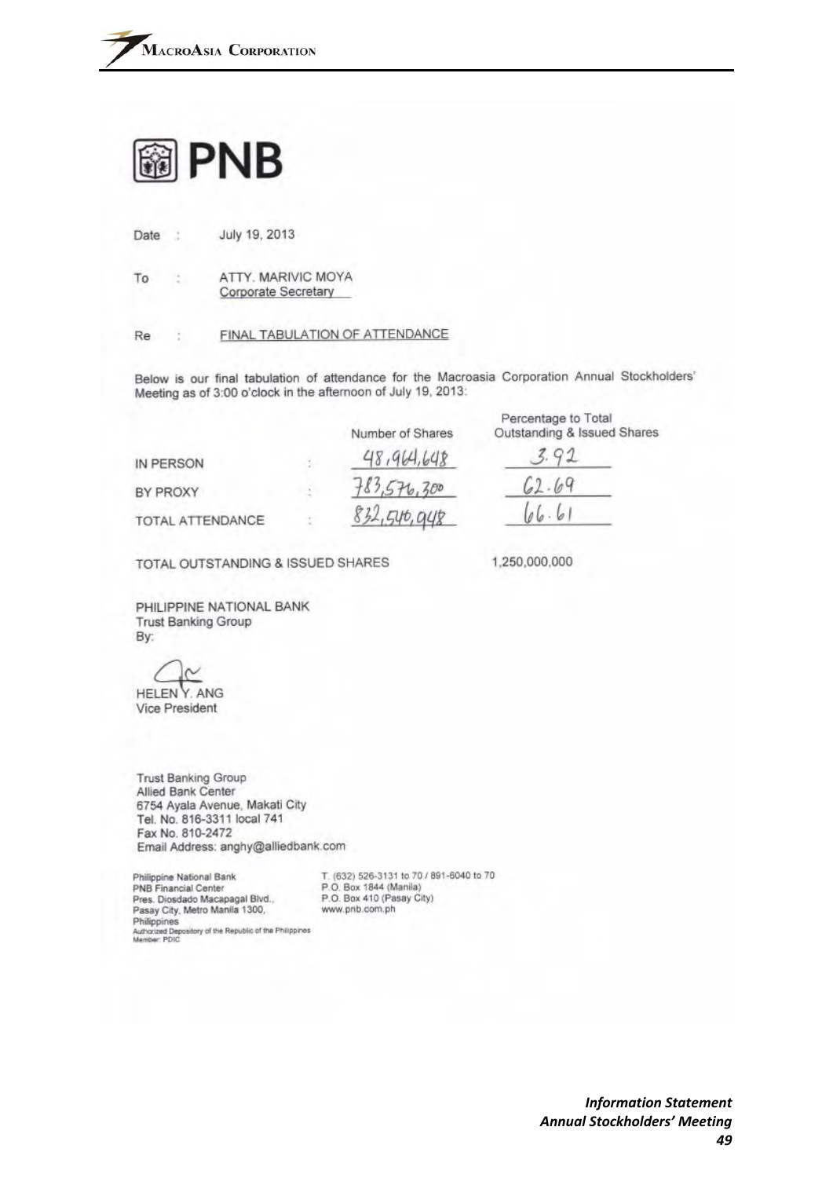# PNB

Date : July 19, 2013

To : ATTY. MARIVIC MOYA
Corporate Secretary

Re : FINAL TABULATION OF ATTENDANCE

Below is our final tabulation of attendance for the Macroasia Corporation Annual Stockholders' Meeting as of 3:00 o'clock in the afternoon of July 19, 2013:

| | | Number of Shares | Percentage to Total Outstanding & Issued Shares |
|---|---|---|---|
| IN PERSON | : | 48,964,648 | 3.92 |
| BY PROXY | : | 783,576,300 | 62.69 |
| TOTAL ATTENDANCE | : | 832,540,948 | 66.61 |

TOTAL OUTSTANDING & ISSUED SHARES 1,250,000,000

PHILIPPINE NATIONAL BANK
Trust Banking Group
By:

HELEN Y. ANG
Vice President

Trust Banking Group
Allied Bank Center
6754 Ayala Avenue, Makati City
Tel. No. 816-3311 local 741
Fax No. 810-2472
Email Address: anghy@alliedbank.com

Philippine National Bank
PNB Financial Center
Pres. Diosdado Macapagal Blvd.,
Pasay City, Metro Manila 1300,
Philippines
Authorized Depository of the Republic of the Philippines
Member: PDIC

T. (632) 526-3131 to 70 / 891-6040 to 70
P.O. Box 1844 (Manila)
P.O. Box 410 (Pasay City)
www.pnb.com.ph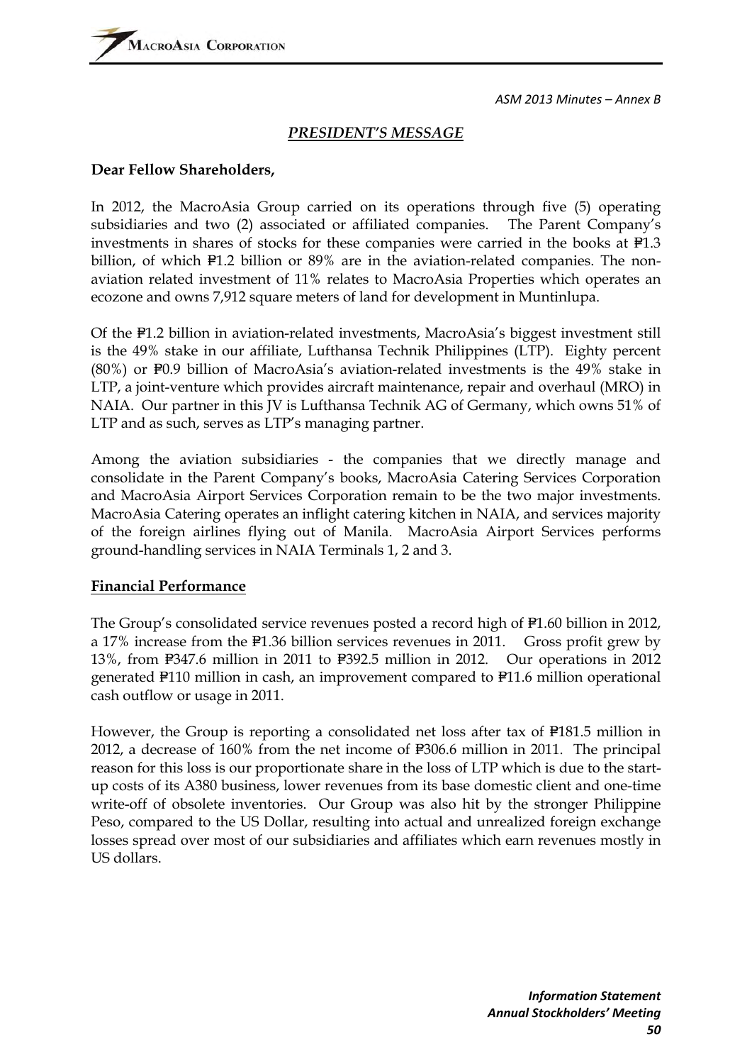*ASM 2013 Minutes – Annex B*

## *PRESIDENT'S MESSAGE*

**Dear Fellow Shareholders,**

In 2012, the MacroAsia Group carried on its operations through five (5) operating subsidiaries and two (2) associated or affiliated companies. The Parent Company's investments in shares of stocks for these companies were carried in the books at ₱1.3 billion, of which ₱1.2 billion or 89% are in the aviation-related companies. The non-aviation related investment of 11% relates to MacroAsia Properties which operates an ecozone and owns 7,912 square meters of land for development in Muntinlupa.

Of the ₱1.2 billion in aviation-related investments, MacroAsia's biggest investment still is the 49% stake in our affiliate, Lufthansa Technik Philippines (LTP). Eighty percent (80%) or ₱0.9 billion of MacroAsia's aviation-related investments is the 49% stake in LTP, a joint-venture which provides aircraft maintenance, repair and overhaul (MRO) in NAIA. Our partner in this JV is Lufthansa Technik AG of Germany, which owns 51% of LTP and as such, serves as LTP's managing partner.

Among the aviation subsidiaries - the companies that we directly manage and consolidate in the Parent Company's books, MacroAsia Catering Services Corporation and MacroAsia Airport Services Corporation remain to be the two major investments. MacroAsia Catering operates an inflight catering kitchen in NAIA, and services majority of the foreign airlines flying out of Manila. MacroAsia Airport Services performs ground-handling services in NAIA Terminals 1, 2 and 3.

### Financial Performance

The Group's consolidated service revenues posted a record high of ₱1.60 billion in 2012, a 17% increase from the ₱1.36 billion services revenues in 2011. Gross profit grew by 13%, from ₱347.6 million in 2011 to ₱392.5 million in 2012. Our operations in 2012 generated ₱110 million in cash, an improvement compared to ₱11.6 million operational cash outflow or usage in 2011.

However, the Group is reporting a consolidated net loss after tax of ₱181.5 million in 2012, a decrease of 160% from the net income of ₱306.6 million in 2011. The principal reason for this loss is our proportionate share in the loss of LTP which is due to the start-up costs of its A380 business, lower revenues from its base domestic client and one-time write-off of obsolete inventories. Our Group was also hit by the stronger Philippine Peso, compared to the US Dollar, resulting into actual and unrealized foreign exchange losses spread over most of our subsidiaries and affiliates which earn revenues mostly in US dollars.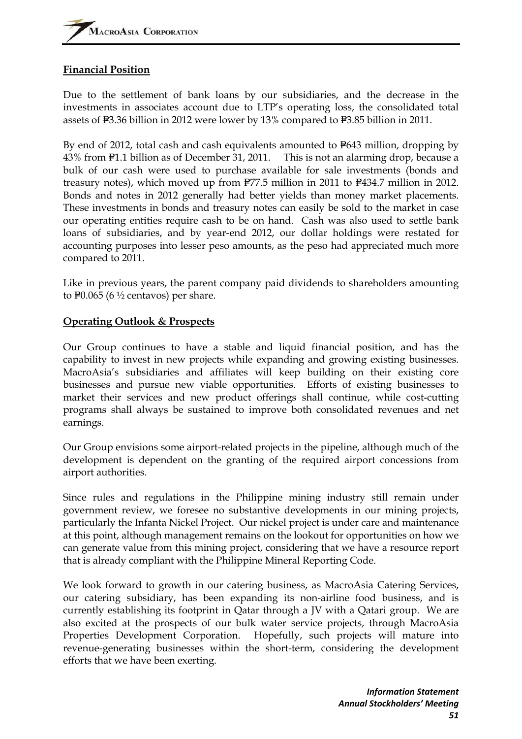**Financial Position**

Due to the settlement of bank loans by our subsidiaries, and the decrease in the investments in associates account due to LTP's operating loss, the consolidated total assets of ₱3.36 billion in 2012 were lower by 13% compared to ₱3.85 billion in 2011.

By end of 2012, total cash and cash equivalents amounted to ₱643 million, dropping by 43% from ₱1.1 billion as of December 31, 2011. This is not an alarming drop, because a bulk of our cash were used to purchase available for sale investments (bonds and treasury notes), which moved up from ₱77.5 million in 2011 to ₱434.7 million in 2012. Bonds and notes in 2012 generally had better yields than money market placements. These investments in bonds and treasury notes can easily be sold to the market in case our operating entities require cash to be on hand. Cash was also used to settle bank loans of subsidiaries, and by year-end 2012, our dollar holdings were restated for accounting purposes into lesser peso amounts, as the peso had appreciated much more compared to 2011.

Like in previous years, the parent company paid dividends to shareholders amounting to ₱0.065 (6 ½ centavos) per share.

**Operating Outlook & Prospects**

Our Group continues to have a stable and liquid financial position, and has the capability to invest in new projects while expanding and growing existing businesses. MacroAsia's subsidiaries and affiliates will keep building on their existing core businesses and pursue new viable opportunities. Efforts of existing businesses to market their services and new product offerings shall continue, while cost-cutting programs shall always be sustained to improve both consolidated revenues and net earnings.

Our Group envisions some airport-related projects in the pipeline, although much of the development is dependent on the granting of the required airport concessions from airport authorities.

Since rules and regulations in the Philippine mining industry still remain under government review, we foresee no substantive developments in our mining projects, particularly the Infanta Nickel Project. Our nickel project is under care and maintenance at this point, although management remains on the lookout for opportunities on how we can generate value from this mining project, considering that we have a resource report that is already compliant with the Philippine Mineral Reporting Code.

We look forward to growth in our catering business, as MacroAsia Catering Services, our catering subsidiary, has been expanding its non-airline food business, and is currently establishing its footprint in Qatar through a JV with a Qatari group. We are also excited at the prospects of our bulk water service projects, through MacroAsia Properties Development Corporation. Hopefully, such projects will mature into revenue-generating businesses within the short-term, considering the development efforts that we have been exerting.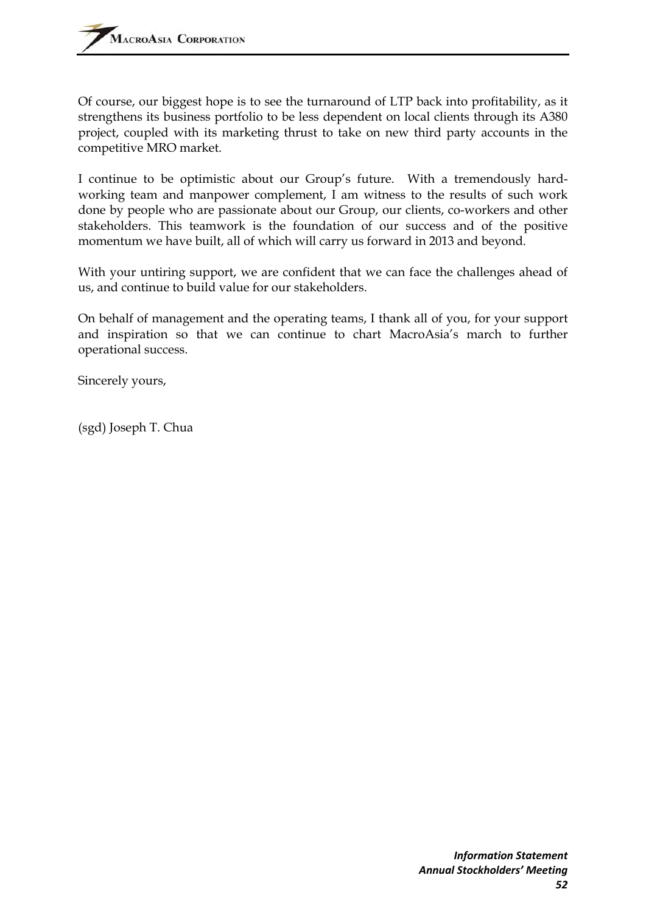Of course, our biggest hope is to see the turnaround of LTP back into profitability, as it strengthens its business portfolio to be less dependent on local clients through its A380 project, coupled with its marketing thrust to take on new third party accounts in the competitive MRO market.

I continue to be optimistic about our Group's future. With a tremendously hard-working team and manpower complement, I am witness to the results of such work done by people who are passionate about our Group, our clients, co-workers and other stakeholders. This teamwork is the foundation of our success and of the positive momentum we have built, all of which will carry us forward in 2013 and beyond.

With your untiring support, we are confident that we can face the challenges ahead of us, and continue to build value for our stakeholders.

On behalf of management and the operating teams, I thank all of you, for your support and inspiration so that we can continue to chart MacroAsia's march to further operational success.

Sincerely yours,

(sgd) Joseph T. Chua